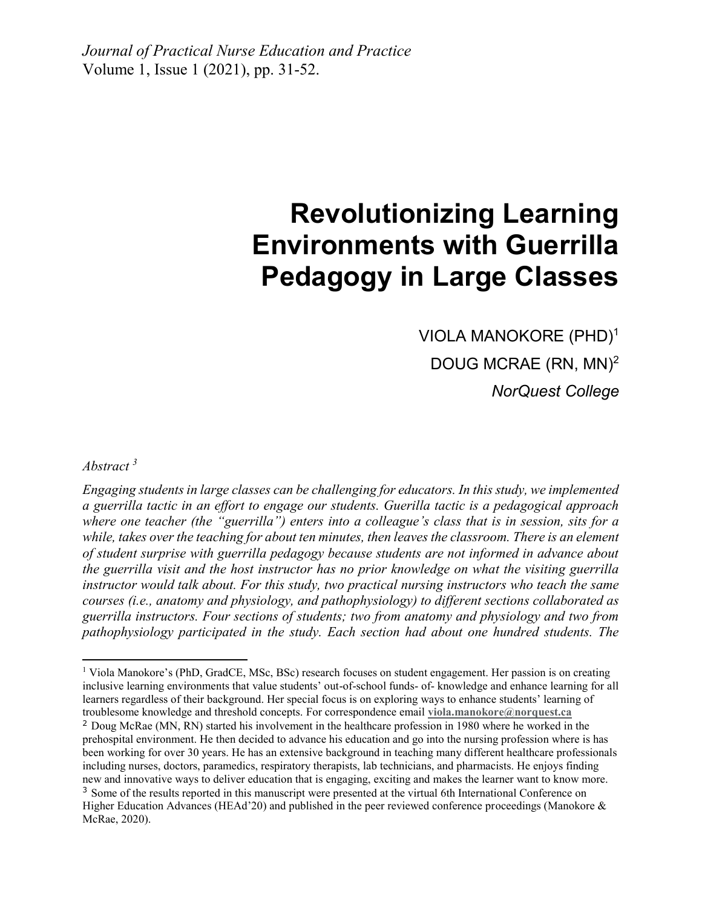# Revolutionizing Learning Environments with Guerrilla Pedagogy in Large Classes

VIOLA MANOKORE (PHD)[1]

DOUG MCRAE (RN, MN)[2]

*NorQuest College*

*Abstract*[3]

*Engaging students in large classes can be challenging for educators. In this study, we implemented a guerrilla tactic in an effort to engage our students. Guerilla tactic is a pedagogical approach where one teacher (the "guerrilla") enters into a colleague's class that is in session, sits for a while, takes over the teaching for about ten minutes, then leaves the classroom. There is an element of student surprise with guerrilla pedagogy because students are not informed in advance about the guerrilla visit and the host instructor has no prior knowledge on what the visiting guerrilla instructor would talk about. For this study, two practical nursing instructors who teach the same courses (i.e., anatomy and physiology, and pathophysiology) to different sections collaborated as guerrilla instructors. Four sections of students; two from anatomy and physiology and two from pathophysiology participated in the study. Each section had about one hundred students. The*

---

[1] Viola Manokore's (PhD, GradCE, MSc, BSc) research focuses on student engagement. Her passion is on creating inclusive learning environments that value students' out-of-school funds- of- knowledge and enhance learning for all learners regardless of their background. Her special focus is on exploring ways to enhance students' learning of troublesome knowledge and threshold concepts. For correspondence email **viola.manokore@norquest.ca**

[2] Doug McRae (MN, RN) started his involvement in the healthcare profession in 1980 where he worked in the prehospital environment. He then decided to advance his education and go into the nursing profession where is has been working for over 30 years. He has an extensive background in teaching many different healthcare professionals including nurses, doctors, paramedics, respiratory therapists, lab technicians, and pharmacists. He enjoys finding new and innovative ways to deliver education that is engaging, exciting and makes the learner want to know more.

[3] Some of the results reported in this manuscript were presented at the virtual 6th International Conference on Higher Education Advances (HEAd'20) and published in the peer reviewed conference proceedings (Manokore & McRae, 2020).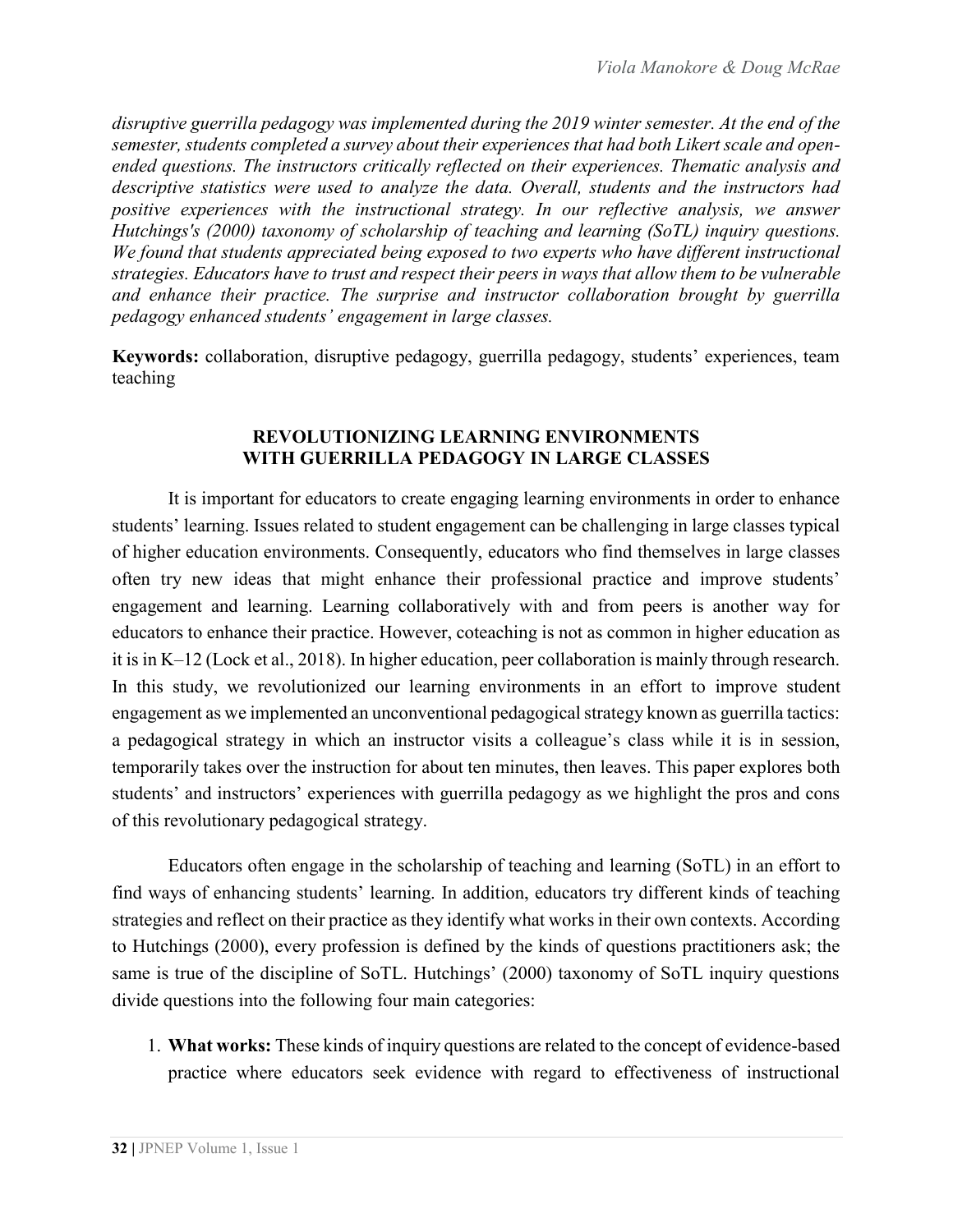*disruptive guerrilla pedagogy was implemented during the 2019 winter semester. At the end of the semester, students completed a survey about their experiences that had both Likert scale and open-ended questions. The instructors critically reflected on their experiences. Thematic analysis and descriptive statistics were used to analyze the data. Overall, students and the instructors had positive experiences with the instructional strategy. In our reflective analysis, we answer Hutchings's (2000) taxonomy of scholarship of teaching and learning (SoTL) inquiry questions. We found that students appreciated being exposed to two experts who have different instructional strategies. Educators have to trust and respect their peers in ways that allow them to be vulnerable and enhance their practice. The surprise and instructor collaboration brought by guerrilla pedagogy enhanced students' engagement in large classes.*

**Keywords:** collaboration, disruptive pedagogy, guerrilla pedagogy, students' experiences, team teaching

## REVOLUTIONIZING LEARNING ENVIRONMENTS WITH GUERRILLA PEDAGOGY IN LARGE CLASSES

It is important for educators to create engaging learning environments in order to enhance students' learning. Issues related to student engagement can be challenging in large classes typical of higher education environments. Consequently, educators who find themselves in large classes often try new ideas that might enhance their professional practice and improve students' engagement and learning. Learning collaboratively with and from peers is another way for educators to enhance their practice. However, coteaching is not as common in higher education as it is in K–12 (Lock et al., 2018). In higher education, peer collaboration is mainly through research. In this study, we revolutionized our learning environments in an effort to improve student engagement as we implemented an unconventional pedagogical strategy known as guerrilla tactics: a pedagogical strategy in which an instructor visits a colleague's class while it is in session, temporarily takes over the instruction for about ten minutes, then leaves. This paper explores both students' and instructors' experiences with guerrilla pedagogy as we highlight the pros and cons of this revolutionary pedagogical strategy.

Educators often engage in the scholarship of teaching and learning (SoTL) in an effort to find ways of enhancing students' learning. In addition, educators try different kinds of teaching strategies and reflect on their practice as they identify what works in their own contexts. According to Hutchings (2000), every profession is defined by the kinds of questions practitioners ask; the same is true of the discipline of SoTL. Hutchings' (2000) taxonomy of SoTL inquiry questions divide questions into the following four main categories:

1. **What works:** These kinds of inquiry questions are related to the concept of evidence-based practice where educators seek evidence with regard to effectiveness of instructional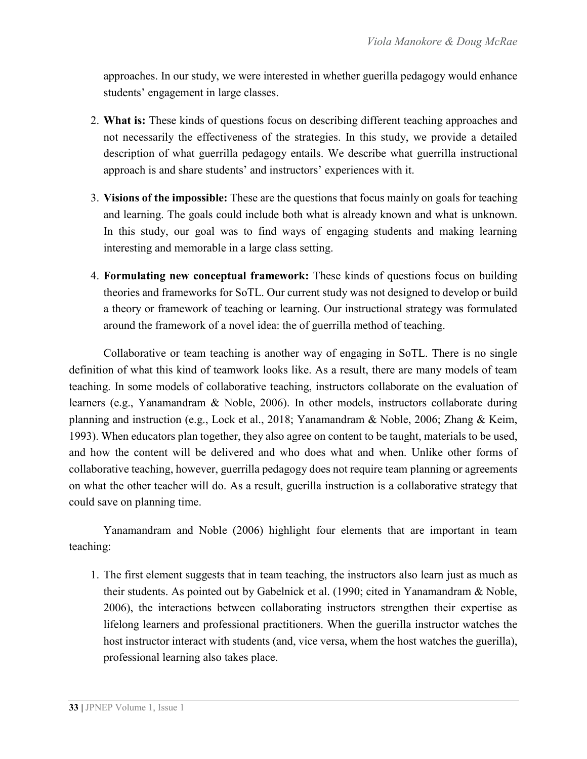approaches. In our study, we were interested in whether guerilla pedagogy would enhance students' engagement in large classes.

2. **What is:** These kinds of questions focus on describing different teaching approaches and not necessarily the effectiveness of the strategies. In this study, we provide a detailed description of what guerrilla pedagogy entails. We describe what guerrilla instructional approach is and share students' and instructors' experiences with it.

3. **Visions of the impossible:** These are the questions that focus mainly on goals for teaching and learning. The goals could include both what is already known and what is unknown. In this study, our goal was to find ways of engaging students and making learning interesting and memorable in a large class setting.

4. **Formulating new conceptual framework:** These kinds of questions focus on building theories and frameworks for SoTL. Our current study was not designed to develop or build a theory or framework of teaching or learning. Our instructional strategy was formulated around the framework of a novel idea: the of guerrilla method of teaching.

Collaborative or team teaching is another way of engaging in SoTL. There is no single definition of what this kind of teamwork looks like. As a result, there are many models of team teaching. In some models of collaborative teaching, instructors collaborate on the evaluation of learners (e.g., Yanamandram & Noble, 2006). In other models, instructors collaborate during planning and instruction (e.g., Lock et al., 2018; Yanamandram & Noble, 2006; Zhang & Keim, 1993). When educators plan together, they also agree on content to be taught, materials to be used, and how the content will be delivered and who does what and when. Unlike other forms of collaborative teaching, however, guerrilla pedagogy does not require team planning or agreements on what the other teacher will do. As a result, guerilla instruction is a collaborative strategy that could save on planning time.

Yanamandram and Noble (2006) highlight four elements that are important in team teaching:

1. The first element suggests that in team teaching, the instructors also learn just as much as their students. As pointed out by Gabelnick et al. (1990; cited in Yanamandram & Noble, 2006), the interactions between collaborating instructors strengthen their expertise as lifelong learners and professional practitioners. When the guerilla instructor watches the host instructor interact with students (and, vice versa, whem the host watches the guerilla), professional learning also takes place.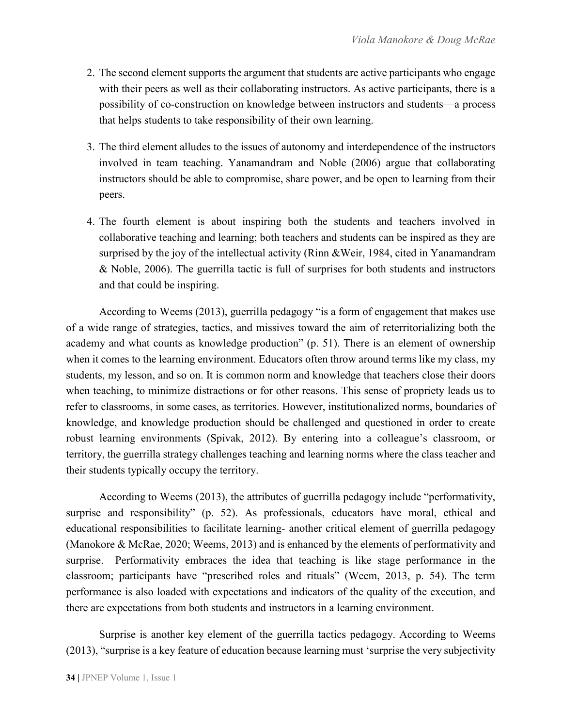2. The second element supports the argument that students are active participants who engage with their peers as well as their collaborating instructors. As active participants, there is a possibility of co-construction on knowledge between instructors and students—a process that helps students to take responsibility of their own learning.

3. The third element alludes to the issues of autonomy and interdependence of the instructors involved in team teaching. Yanamandram and Noble (2006) argue that collaborating instructors should be able to compromise, share power, and be open to learning from their peers.

4. The fourth element is about inspiring both the students and teachers involved in collaborative teaching and learning; both teachers and students can be inspired as they are surprised by the joy of the intellectual activity (Rinn &Weir, 1984, cited in Yanamandram & Noble, 2006). The guerrilla tactic is full of surprises for both students and instructors and that could be inspiring.

According to Weems (2013), guerrilla pedagogy "is a form of engagement that makes use of a wide range of strategies, tactics, and missives toward the aim of reterritorializing both the academy and what counts as knowledge production" (p. 51). There is an element of ownership when it comes to the learning environment. Educators often throw around terms like my class, my students, my lesson, and so on. It is common norm and knowledge that teachers close their doors when teaching, to minimize distractions or for other reasons. This sense of propriety leads us to refer to classrooms, in some cases, as territories. However, institutionalized norms, boundaries of knowledge, and knowledge production should be challenged and questioned in order to create robust learning environments (Spivak, 2012). By entering into a colleague's classroom, or territory, the guerrilla strategy challenges teaching and learning norms where the class teacher and their students typically occupy the territory.

According to Weems (2013), the attributes of guerrilla pedagogy include "performativity, surprise and responsibility" (p. 52). As professionals, educators have moral, ethical and educational responsibilities to facilitate learning- another critical element of guerrilla pedagogy (Manokore & McRae, 2020; Weems, 2013) and is enhanced by the elements of performativity and surprise. Performativity embraces the idea that teaching is like stage performance in the classroom; participants have "prescribed roles and rituals" (Weem, 2013, p. 54). The term performance is also loaded with expectations and indicators of the quality of the execution, and there are expectations from both students and instructors in a learning environment.

Surprise is another key element of the guerrilla tactics pedagogy. According to Weems (2013), "surprise is a key feature of education because learning must 'surprise the very subjectivity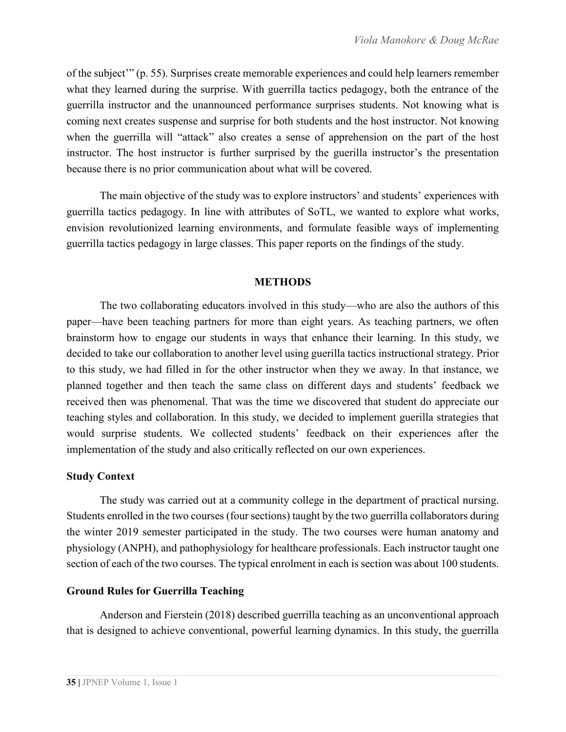of the subject'" (p. 55). Surprises create memorable experiences and could help learners remember what they learned during the surprise. With guerrilla tactics pedagogy, both the entrance of the guerrilla instructor and the unannounced performance surprises students. Not knowing what is coming next creates suspense and surprise for both students and the host instructor. Not knowing when the guerrilla will "attack" also creates a sense of apprehension on the part of the host instructor. The host instructor is further surprised by the guerilla instructor's the presentation because there is no prior communication about what will be covered.

The main objective of the study was to explore instructors' and students' experiences with guerrilla tactics pedagogy. In line with attributes of SoTL, we wanted to explore what works, envision revolutionized learning environments, and formulate feasible ways of implementing guerrilla tactics pedagogy in large classes. This paper reports on the findings of the study.

## METHODS

The two collaborating educators involved in this study—who are also the authors of this paper—have been teaching partners for more than eight years. As teaching partners, we often brainstorm how to engage our students in ways that enhance their learning. In this study, we decided to take our collaboration to another level using guerilla tactics instructional strategy. Prior to this study, we had filled in for the other instructor when they we away. In that instance, we planned together and then teach the same class on different days and students' feedback we received then was phenomenal. That was the time we discovered that student do appreciate our teaching styles and collaboration. In this study, we decided to implement guerilla strategies that would surprise students. We collected students' feedback on their experiences after the implementation of the study and also critically reflected on our own experiences.

### Study Context

The study was carried out at a community college in the department of practical nursing. Students enrolled in the two courses (four sections) taught by the two guerrilla collaborators during the winter 2019 semester participated in the study. The two courses were human anatomy and physiology (ANPH), and pathophysiology for healthcare professionals. Each instructor taught one section of each of the two courses. The typical enrolment in each is section was about 100 students.

### Ground Rules for Guerrilla Teaching

Anderson and Fierstein (2018) described guerrilla teaching as an unconventional approach that is designed to achieve conventional, powerful learning dynamics. In this study, the guerrilla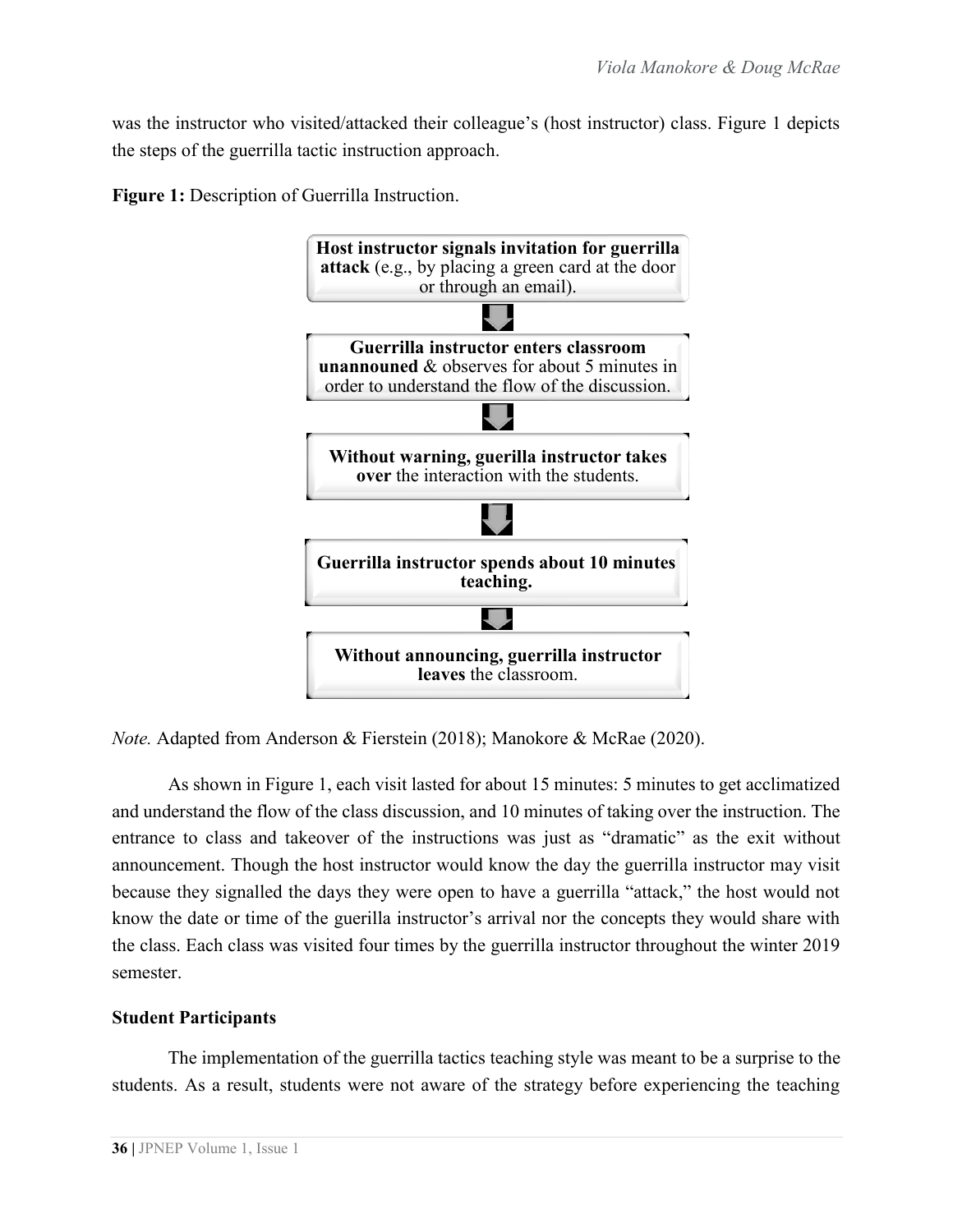was the instructor who visited/attacked their colleague's (host instructor) class. Figure 1 depicts the steps of the guerrilla tactic instruction approach.

**Figure 1:** Description of Guerrilla Instruction.

**Host instructor signals invitation for guerrilla attack** (e.g., by placing a green card at the door or through an email).

↓

**Guerrilla instructor enters classroom unannouned** & observes for about 5 minutes in order to understand the flow of the discussion.

↓

**Without warning, guerrilla instructor takes over** the interaction with the students.

↓

**Guerrilla instructor spends about 10 minutes teaching.**

↓

**Without announcing, guerrilla instructor leaves** the classroom.

*Note.* Adapted from Anderson & Fierstein (2018); Manokore & McRae (2020).

As shown in Figure 1, each visit lasted for about 15 minutes: 5 minutes to get acclimatized and understand the flow of the class discussion, and 10 minutes of taking over the instruction. The entrance to class and takeover of the instructions was just as "dramatic" as the exit without announcement. Though the host instructor would know the day the guerrilla instructor may visit because they signalled the days they were open to have a guerrilla "attack," the host would not know the date or time of the guerilla instructor's arrival nor the concepts they would share with the class. Each class was visited four times by the guerrilla instructor throughout the winter 2019 semester.

**Student Participants**

The implementation of the guerrilla tactics teaching style was meant to be a surprise to the students. As a result, students were not aware of the strategy before experiencing the teaching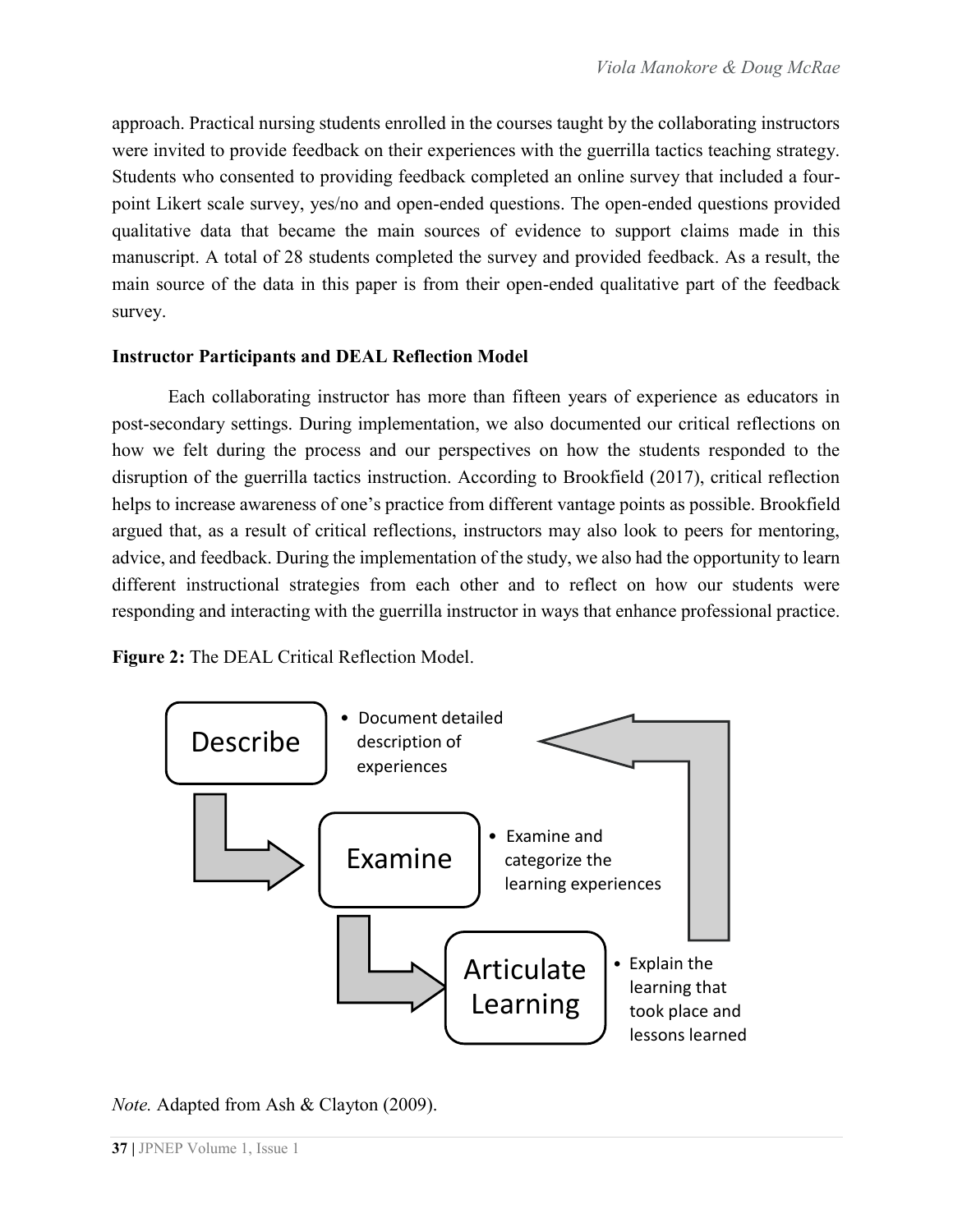approach. Practical nursing students enrolled in the courses taught by the collaborating instructors were invited to provide feedback on their experiences with the guerrilla tactics teaching strategy. Students who consented to providing feedback completed an online survey that included a four-point Likert scale survey, yes/no and open-ended questions. The open-ended questions provided qualitative data that became the main sources of evidence to support claims made in this manuscript. A total of 28 students completed the survey and provided feedback. As a result, the main source of the data in this paper is from their open-ended qualitative part of the feedback survey.

### Instructor Participants and DEAL Reflection Model

Each collaborating instructor has more than fifteen years of experience as educators in post-secondary settings. During implementation, we also documented our critical reflections on how we felt during the process and our perspectives on how the students responded to the disruption of the guerrilla tactics instruction. According to Brookfield (2017), critical reflection helps to increase awareness of one's practice from different vantage points as possible. Brookfield argued that, as a result of critical reflections, instructors may also look to peers for mentoring, advice, and feedback. During the implementation of the study, we also had the opportunity to learn different instructional strategies from each other and to reflect on how our students were responding and interacting with the guerrilla instructor in ways that enhance professional practice.

**Figure 2:** The DEAL Critical Reflection Model.

- Describe
  - Document detailed description of experiences
- Examine
  - Examine and categorize the learning experiences
- Articulate Learning
  - Explain the learning that took place and lessons learned

*Note.* Adapted from Ash & Clayton (2009).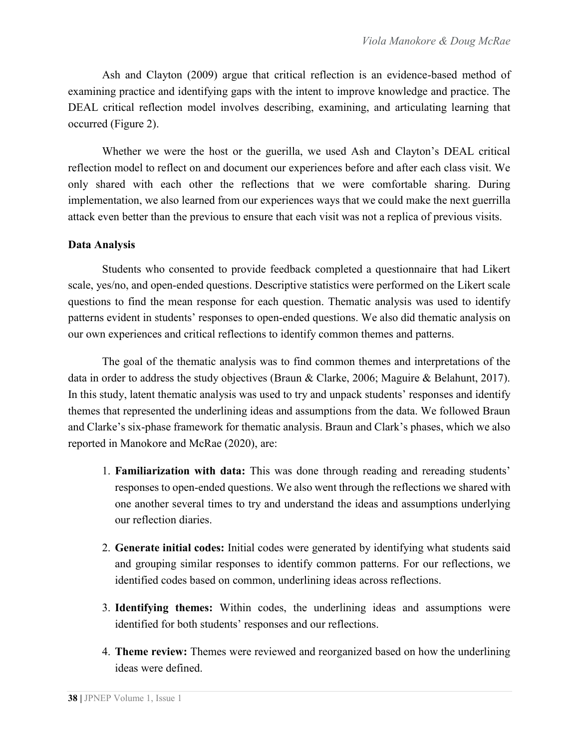Ash and Clayton (2009) argue that critical reflection is an evidence-based method of examining practice and identifying gaps with the intent to improve knowledge and practice. The DEAL critical reflection model involves describing, examining, and articulating learning that occurred (Figure 2).

Whether we were the host or the guerilla, we used Ash and Clayton's DEAL critical reflection model to reflect on and document our experiences before and after each class visit. We only shared with each other the reflections that we were comfortable sharing. During implementation, we also learned from our experiences ways that we could make the next guerrilla attack even better than the previous to ensure that each visit was not a replica of previous visits.

**Data Analysis**

Students who consented to provide feedback completed a questionnaire that had Likert scale, yes/no, and open-ended questions. Descriptive statistics were performed on the Likert scale questions to find the mean response for each question. Thematic analysis was used to identify patterns evident in students' responses to open-ended questions. We also did thematic analysis on our own experiences and critical reflections to identify common themes and patterns.

The goal of the thematic analysis was to find common themes and interpretations of the data in order to address the study objectives (Braun & Clarke, 2006; Maguire & Belahunt, 2017). In this study, latent thematic analysis was used to try and unpack students' responses and identify themes that represented the underlining ideas and assumptions from the data. We followed Braun and Clarke's six-phase framework for thematic analysis. Braun and Clark's phases, which we also reported in Manokore and McRae (2020), are:

1. **Familiarization with data:** This was done through reading and rereading students' responses to open-ended questions. We also went through the reflections we shared with one another several times to try and understand the ideas and assumptions underlying our reflection diaries.

2. **Generate initial codes:** Initial codes were generated by identifying what students said and grouping similar responses to identify common patterns. For our reflections, we identified codes based on common, underlining ideas across reflections.

3. **Identifying themes:** Within codes, the underlining ideas and assumptions were identified for both students' responses and our reflections.

4. **Theme review:** Themes were reviewed and reorganized based on how the underlining ideas were defined.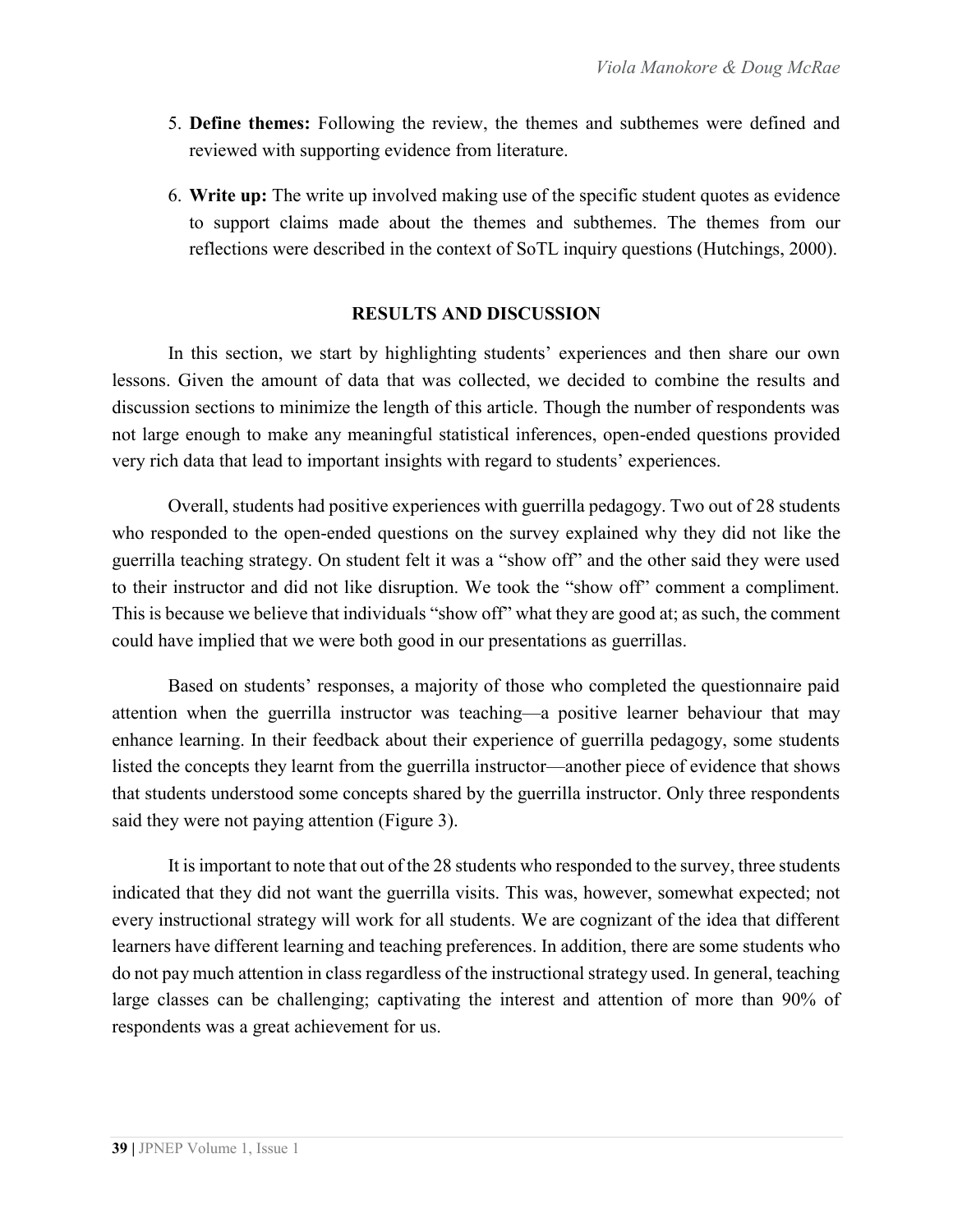5. **Define themes:** Following the review, the themes and subthemes were defined and reviewed with supporting evidence from literature.

6. **Write up:** The write up involved making use of the specific student quotes as evidence to support claims made about the themes and subthemes. The themes from our reflections were described in the context of SoTL inquiry questions (Hutchings, 2000).

## RESULTS AND DISCUSSION

In this section, we start by highlighting students' experiences and then share our own lessons. Given the amount of data that was collected, we decided to combine the results and discussion sections to minimize the length of this article. Though the number of respondents was not large enough to make any meaningful statistical inferences, open-ended questions provided very rich data that lead to important insights with regard to students' experiences.

Overall, students had positive experiences with guerrilla pedagogy. Two out of 28 students who responded to the open-ended questions on the survey explained why they did not like the guerrilla teaching strategy. On student felt it was a "show off" and the other said they were used to their instructor and did not like disruption. We took the "show off" comment a compliment. This is because we believe that individuals "show off" what they are good at; as such, the comment could have implied that we were both good in our presentations as guerrillas.

Based on students' responses, a majority of those who completed the questionnaire paid attention when the guerrilla instructor was teaching—a positive learner behaviour that may enhance learning. In their feedback about their experience of guerrilla pedagogy, some students listed the concepts they learnt from the guerrilla instructor—another piece of evidence that shows that students understood some concepts shared by the guerrilla instructor. Only three respondents said they were not paying attention (Figure 3).

It is important to note that out of the 28 students who responded to the survey, three students indicated that they did not want the guerrilla visits. This was, however, somewhat expected; not every instructional strategy will work for all students. We are cognizant of the idea that different learners have different learning and teaching preferences. In addition, there are some students who do not pay much attention in class regardless of the instructional strategy used. In general, teaching large classes can be challenging; captivating the interest and attention of more than 90% of respondents was a great achievement for us.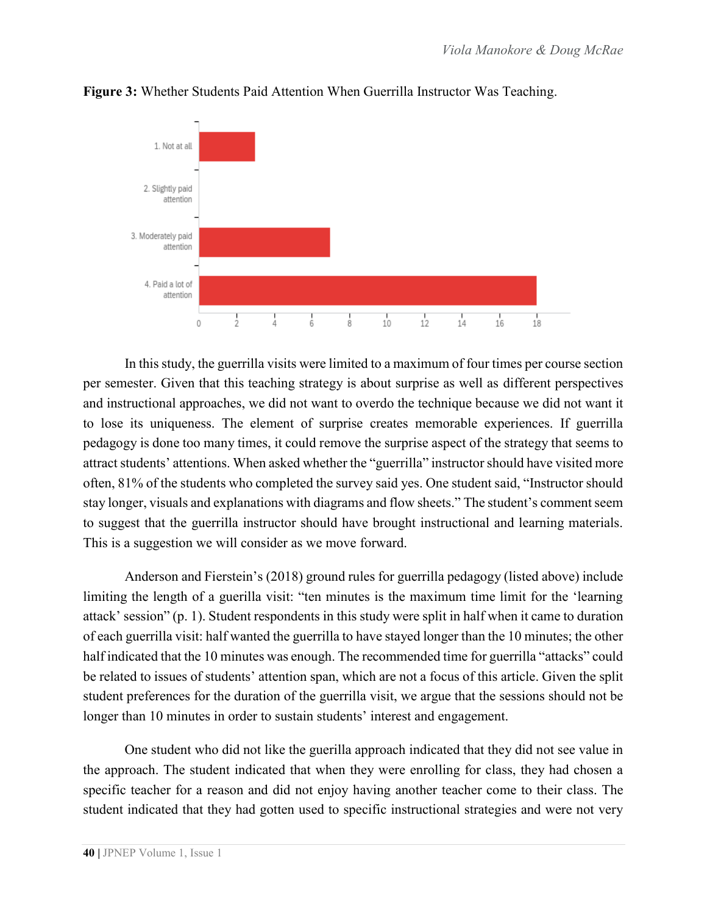**Figure 3:** Whether Students Paid Attention When Guerrilla Instructor Was Teaching.

In this study, the guerrilla visits were limited to a maximum of four times per course section per semester. Given that this teaching strategy is about surprise as well as different perspectives and instructional approaches, we did not want to overdo the technique because we did not want it to lose its uniqueness. The element of surprise creates memorable experiences. If guerrilla pedagogy is done too many times, it could remove the surprise aspect of the strategy that seems to attract students' attentions. When asked whether the "guerrilla" instructor should have visited more often, 81% of the students who completed the survey said yes. One student said, "Instructor should stay longer, visuals and explanations with diagrams and flow sheets." The student's comment seem to suggest that the guerrilla instructor should have brought instructional and learning materials. This is a suggestion we will consider as we move forward.

Anderson and Fierstein's (2018) ground rules for guerrilla pedagogy (listed above) include limiting the length of a gurilla visit: "ten minutes is the maximum time limit for the 'learning attack' session" (p. 1). Student respondents in this study were split in half when it came to duration of each guerrilla visit: half wanted the guerrilla to have stayed longer than the 10 minutes; the other half indicated that the 10 minutes was enough. The recommended time for guerrilla "attacks" could be related to issues of students' attention span, which are not a focus of this article. Given the split student preferences for the duration of the guerrilla visit, we argue that the sessions should not be longer than 10 minutes in order to sustain students' interest and engagement.

One student who did not like the guerilla approach indicated that they did not see value in the approach. The student indicated that when they were enrolling for class, they had chosen a specific teacher for a reason and did not enjoy having another teacher come to their class. The student indicated that they had gotten used to specific instructional strategies and were not very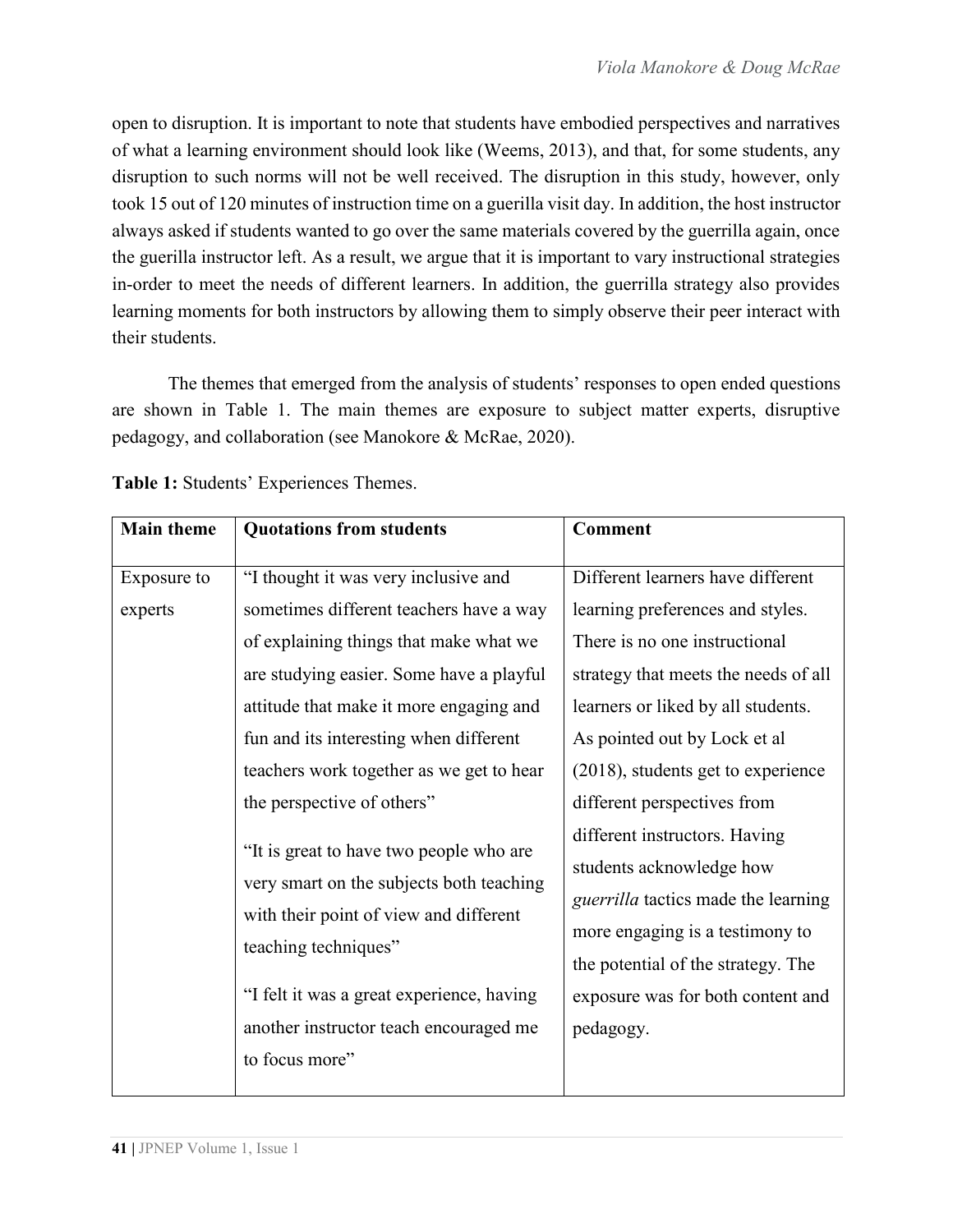open to disruption. It is important to note that students have embodied perspectives and narratives of what a learning environment should look like (Weems, 2013), and that, for some students, any disruption to such norms will not be well received. The disruption in this study, however, only took 15 out of 120 minutes of instruction time on a guerilla visit day. In addition, the host instructor always asked if students wanted to go over the same materials covered by the guerrilla again, once the guerilla instructor left. As a result, we argue that it is important to vary instructional strategies in-order to meet the needs of different learners. In addition, the guerrilla strategy also provides learning moments for both instructors by allowing them to simply observe their peer interact with their students.

The themes that emerged from the analysis of students' responses to open ended questions are shown in Table 1. The main themes are exposure to subject matter experts, disruptive pedagogy, and collaboration (see Manokore & McRae, 2020).

**Table 1:** Students' Experiences Themes.

| **Main theme** | **Quotations from students** | **Comment** |
|---|---|---|
| Exposure to experts | "I thought it was very inclusive and sometimes different teachers have a way of explaining things that make what we are studying easier. Some have a playful attitude that make it more engaging and fun and its interesting when different teachers work together as we get to hear the perspective of others"<br><br>"It is great to have two people who are very smart on the subjects both teaching with their point of view and different teaching techniques"<br><br>"I felt it was a great experience, having another instructor teach encouraged me to focus more" | Different learners have different learning preferences and styles. There is no one instructional strategy that meets the needs of all learners or liked by all students. As pointed out by Lock et al (2018), students get to experience different perspectives from different instructors. Having students acknowledge how *guerrilla* tactics made the learning more engaging is a testimony to the potential of the strategy. The exposure was for both content and pedagogy. |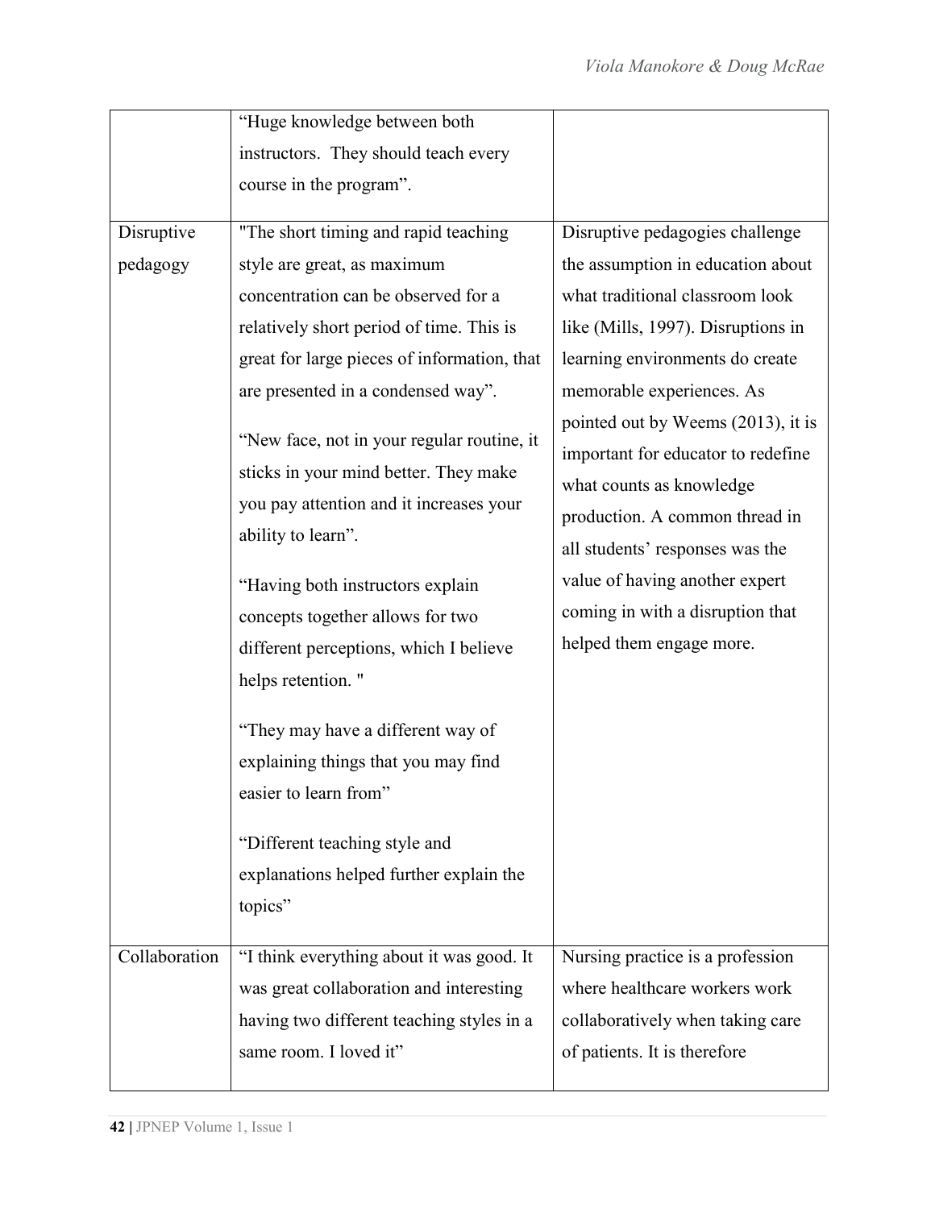| | | |
|---|---|---|
| | "Huge knowledge between both instructors. They should teach every course in the program". | |
| Disruptive pedagogy | "The short timing and rapid teaching style are great, as maximum concentration can be observed for a relatively short period of time. This is great for large pieces of information, that are presented in a condensed way".<br><br>"New face, not in your regular routine, it sticks in your mind better. They make you pay attention and it increases your ability to learn".<br><br>"Having both instructors explain concepts together allows for two different perceptions, which I believe helps retention. "<br><br>"They may have a different way of explaining things that you may find easier to learn from"<br><br>"Different teaching style and explanations helped further explain the topics" | Disruptive pedagogies challenge the assumption in education about what traditional classroom look like (Mills, 1997). Disruptions in learning environments do create memorable experiences. As pointed out by Weems (2013), it is important for educator to redefine what counts as knowledge production. A common thread in all students' responses was the value of having another expert coming in with a disruption that helped them engage more. |
| Collaboration | "I think everything about it was good. It was great collaboration and interesting having two different teaching styles in a same room. I loved it" | Nursing practice is a profession where healthcare workers work collaboratively when taking care of patients. It is therefore |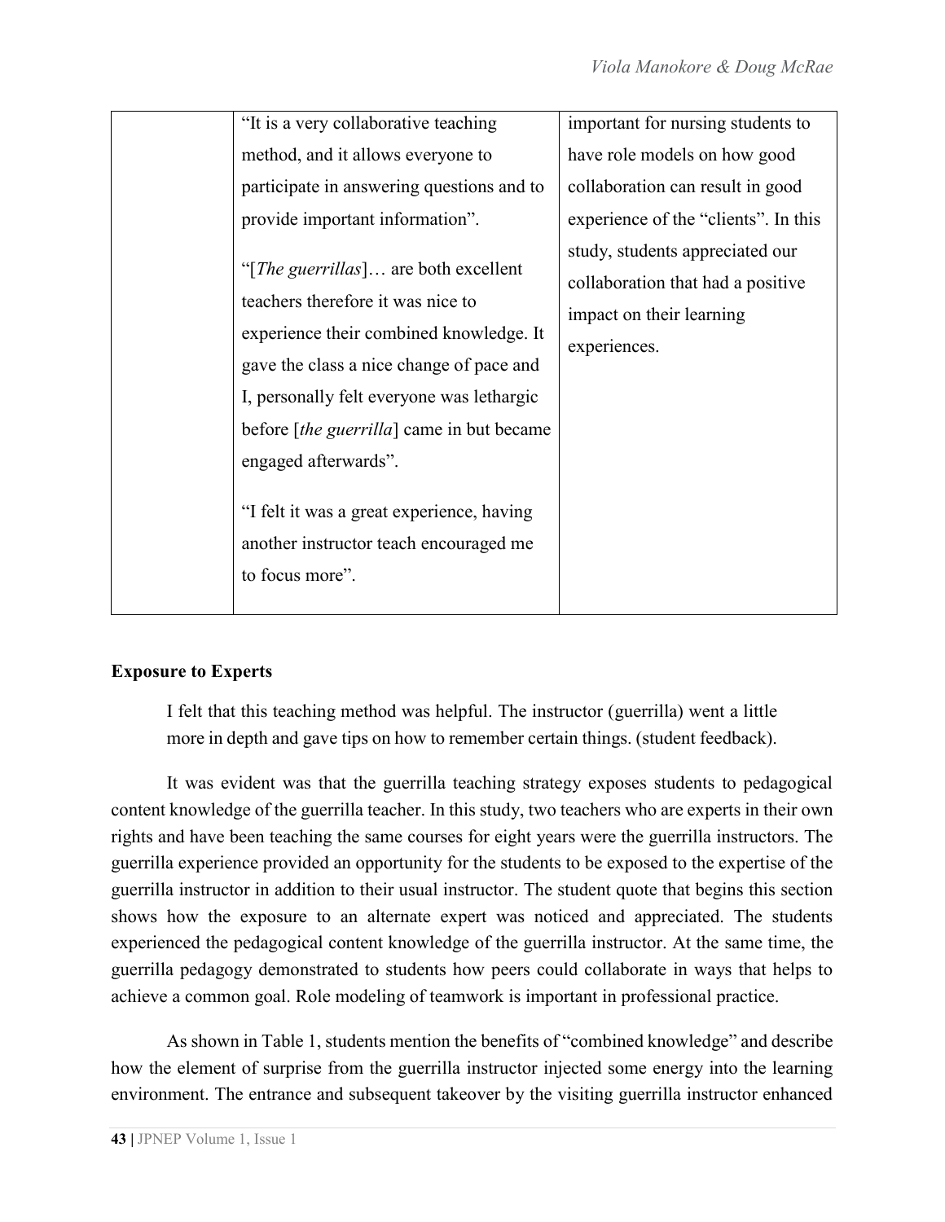| | | |
|---|---|---|
| | "It is a very collaborative teaching method, and it allows everyone to participate in answering questions and to provide important information".<br><br>"[*The guerrillas*]… are both excellent teachers therefore it was nice to experience their combined knowledge. It gave the class a nice change of pace and I, personally felt everyone was lethargic before [*the guerrilla*] came in but became engaged afterwards".<br><br>"I felt it was a great experience, having another instructor teach encouraged me to focus more". | important for nursing students to have role models on how good collaboration can result in good experience of the "clients". In this study, students appreciated our collaboration that had a positive impact on their learning experiences. |

**Exposure to Experts**

> I felt that this teaching method was helpful. The instructor (guerrilla) went a little more in depth and gave tips on how to remember certain things. (student feedback).

It was evident was that the guerrilla teaching strategy exposes students to pedagogical content knowledge of the guerrilla teacher. In this study, two teachers who are experts in their own rights and have been teaching the same courses for eight years were the guerrilla instructors. The guerrilla experience provided an opportunity for the students to be exposed to the expertise of the guerrilla instructor in addition to their usual instructor. The student quote that begins this section shows how the exposure to an alternate expert was noticed and appreciated. The students experienced the pedagogical content knowledge of the guerrilla instructor. At the same time, the guerrilla pedagogy demonstrated to students how peers could collaborate in ways that helps to achieve a common goal. Role modeling of teamwork is important in professional practice.

As shown in Table 1, students mention the benefits of "combined knowledge" and describe how the element of surprise from the guerrilla instructor injected some energy into the learning environment. The entrance and subsequent takeover by the visiting guerrilla instructor enhanced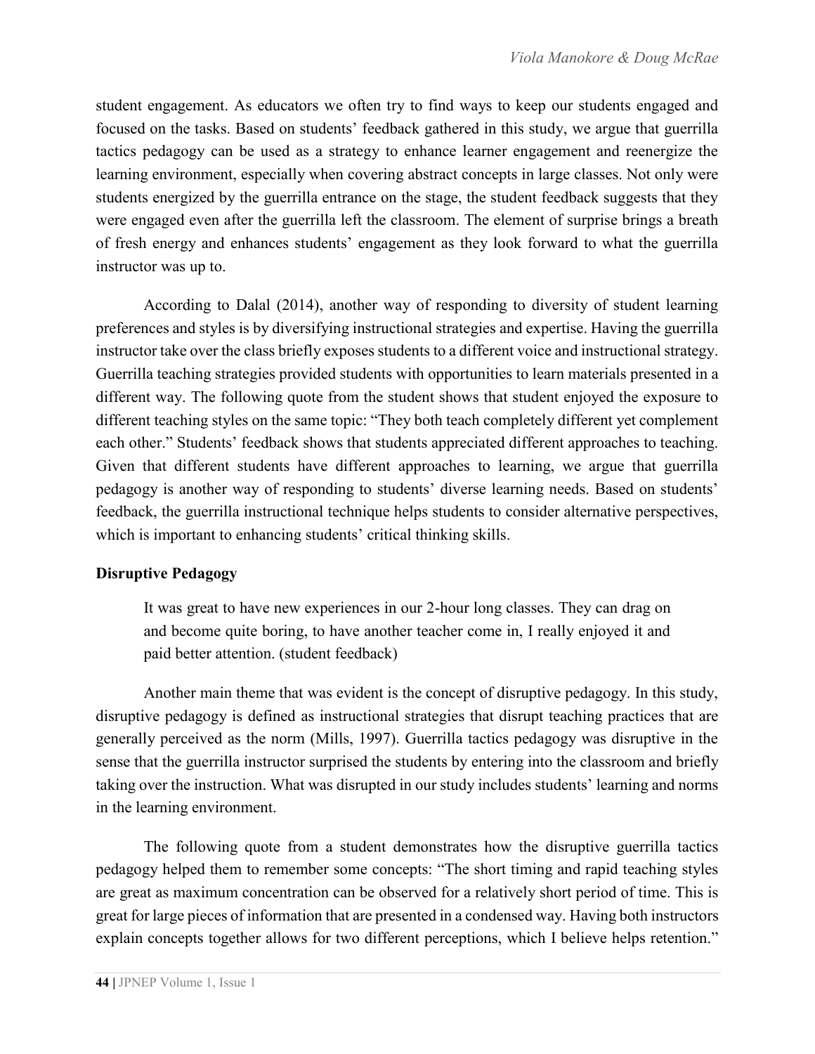student engagement. As educators we often try to find ways to keep our students engaged and focused on the tasks. Based on students' feedback gathered in this study, we argue that guerrilla tactics pedagogy can be used as a strategy to enhance learner engagement and reenergize the learning environment, especially when covering abstract concepts in large classes. Not only were students energized by the guerrilla entrance on the stage, the student feedback suggests that they were engaged even after the guerrilla left the classroom. The element of surprise brings a breath of fresh energy and enhances students' engagement as they look forward to what the guerrilla instructor was up to.

According to Dalal (2014), another way of responding to diversity of student learning preferences and styles is by diversifying instructional strategies and expertise. Having the guerrilla instructor take over the class briefly exposes students to a different voice and instructional strategy. Guerrilla teaching strategies provided students with opportunities to learn materials presented in a different way. The following quote from the student shows that student enjoyed the exposure to different teaching styles on the same topic: "They both teach completely different yet complement each other." Students' feedback shows that students appreciated different approaches to teaching. Given that different students have different approaches to learning, we argue that guerrilla pedagogy is another way of responding to students' diverse learning needs. Based on students' feedback, the guerrilla instructional technique helps students to consider alternative perspectives, which is important to enhancing students' critical thinking skills.

**Disruptive Pedagogy**

> It was great to have new experiences in our 2-hour long classes. They can drag on and become quite boring, to have another teacher come in, I really enjoyed it and paid better attention. (student feedback)

Another main theme that was evident is the concept of disruptive pedagogy. In this study, disruptive pedagogy is defined as instructional strategies that disrupt teaching practices that are generally perceived as the norm (Mills, 1997). Guerrilla tactics pedagogy was disruptive in the sense that the guerrilla instructor surprised the students by entering into the classroom and briefly taking over the instruction. What was disrupted in our study includes students' learning and norms in the learning environment.

The following quote from a student demonstrates how the disruptive guerrilla tactics pedagogy helped them to remember some concepts: "The short timing and rapid teaching styles are great as maximum concentration can be observed for a relatively short period of time. This is great for large pieces of information that are presented in a condensed way. Having both instructors explain concepts together allows for two different perceptions, which I believe helps retention."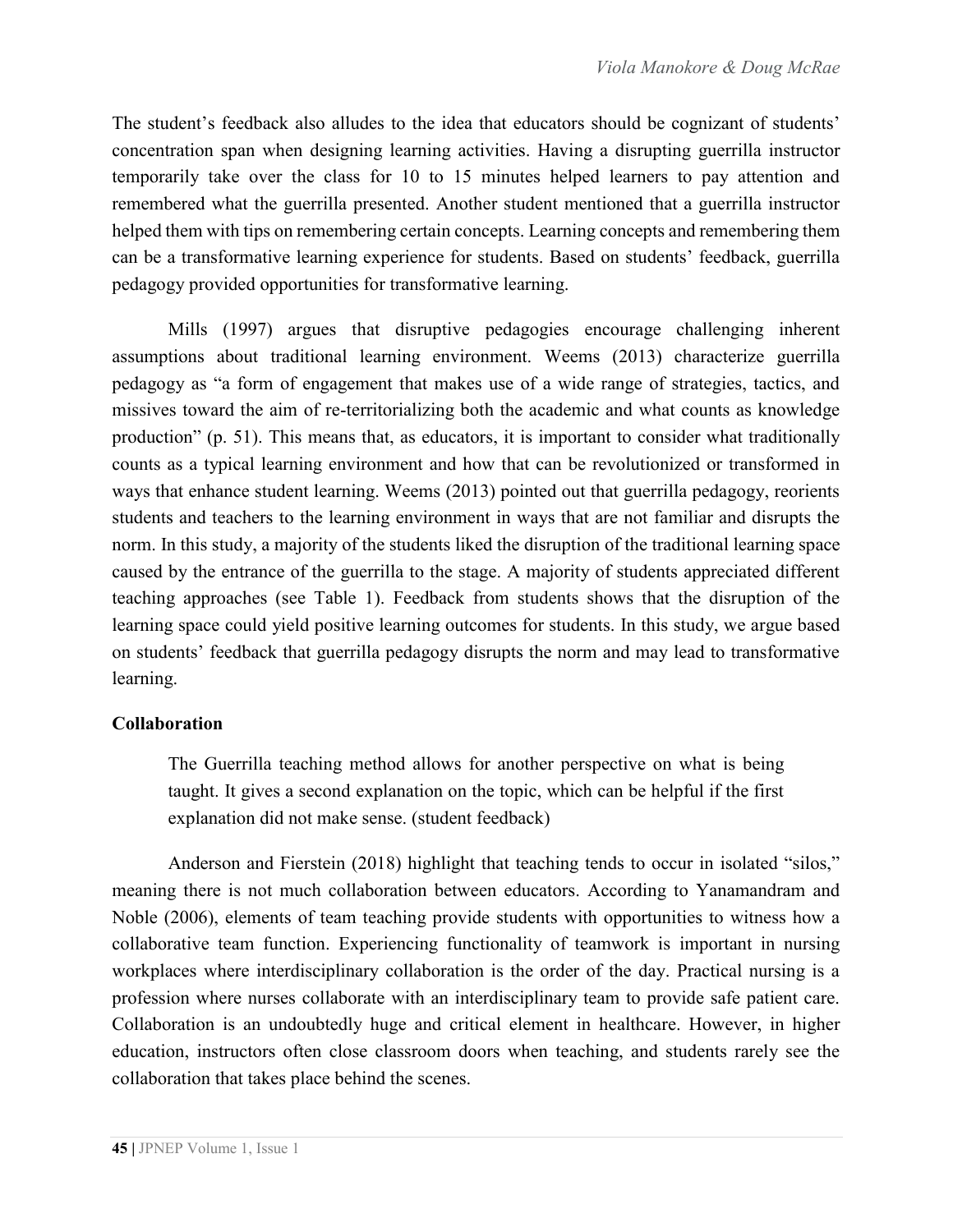The student's feedback also alludes to the idea that educators should be cognizant of students' concentration span when designing learning activities. Having a disrupting guerrilla instructor temporarily take over the class for 10 to 15 minutes helped learners to pay attention and remembered what the guerrilla presented. Another student mentioned that a guerrilla instructor helped them with tips on remembering certain concepts. Learning concepts and remembering them can be a transformative learning experience for students. Based on students' feedback, guerrilla pedagogy provided opportunities for transformative learning.

Mills (1997) argues that disruptive pedagogies encourage challenging inherent assumptions about traditional learning environment. Weems (2013) characterize guerrilla pedagogy as "a form of engagement that makes use of a wide range of strategies, tactics, and missives toward the aim of re-territorializing both the academic and what counts as knowledge production" (p. 51). This means that, as educators, it is important to consider what traditionally counts as a typical learning environment and how that can be revolutionized or transformed in ways that enhance student learning. Weems (2013) pointed out that guerrilla pedagogy, reorients students and teachers to the learning environment in ways that are not familiar and disrupts the norm. In this study, a majority of the students liked the disruption of the traditional learning space caused by the entrance of the guerrilla to the stage. A majority of students appreciated different teaching approaches (see Table 1). Feedback from students shows that the disruption of the learning space could yield positive learning outcomes for students. In this study, we argue based on students' feedback that guerrilla pedagogy disrupts the norm and may lead to transformative learning.

## Collaboration

> The Guerrilla teaching method allows for another perspective on what is being taught. It gives a second explanation on the topic, which can be helpful if the first explanation did not make sense. (student feedback)

Anderson and Fierstein (2018) highlight that teaching tends to occur in isolated "silos," meaning there is not much collaboration between educators. According to Yanamandram and Noble (2006), elements of team teaching provide students with opportunities to witness how a collaborative team function. Experiencing functionality of teamwork is important in nursing workplaces where interdisciplinary collaboration is the order of the day. Practical nursing is a profession where nurses collaborate with an interdisciplinary team to provide safe patient care. Collaboration is an undoubtedly huge and critical element in healthcare. However, in higher education, instructors often close classroom doors when teaching, and students rarely see the collaboration that takes place behind the scenes.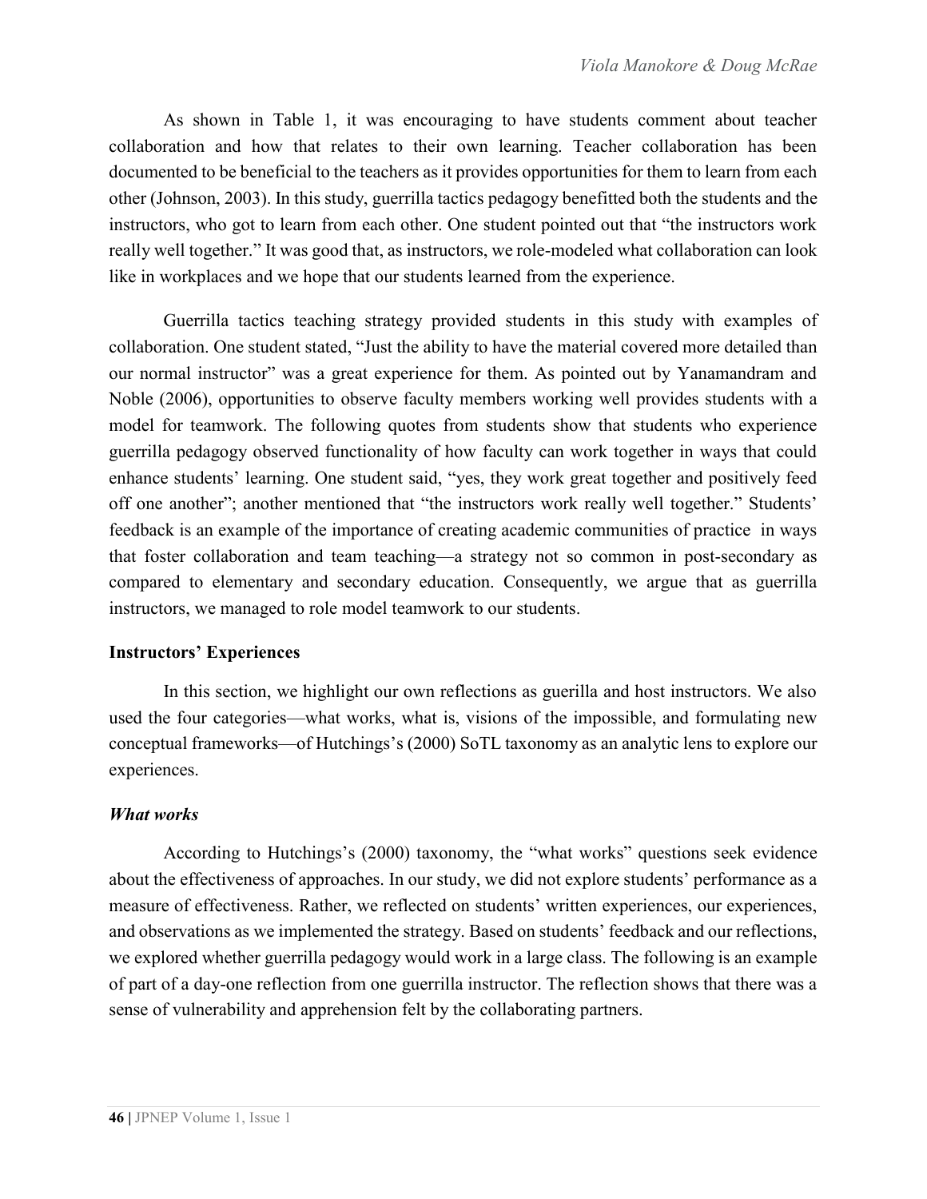As shown in Table 1, it was encouraging to have students comment about teacher collaboration and how that relates to their own learning. Teacher collaboration has been documented to be beneficial to the teachers as it provides opportunities for them to learn from each other (Johnson, 2003). In this study, guerrilla tactics pedagogy benefitted both the students and the instructors, who got to learn from each other. One student pointed out that "the instructors work really well together." It was good that, as instructors, we role-modeled what collaboration can look like in workplaces and we hope that our students learned from the experience.

Guerrilla tactics teaching strategy provided students in this study with examples of collaboration. One student stated, "Just the ability to have the material covered more detailed than our normal instructor" was a great experience for them. As pointed out by Yanamandram and Noble (2006), opportunities to observe faculty members working well provides students with a model for teamwork. The following quotes from students show that students who experience guerrilla pedagogy observed functionality of how faculty can work together in ways that could enhance students' learning. One student said, "yes, they work great together and positively feed off one another"; another mentioned that "the instructors work really well together." Students' feedback is an example of the importance of creating academic communities of practice in ways that foster collaboration and team teaching—a strategy not so common in post-secondary as compared to elementary and secondary education. Consequently, we argue that as guerrilla instructors, we managed to role model teamwork to our students.

**Instructors' Experiences**

In this section, we highlight our own reflections as gurilla and host instructors. We also used the four categories—what works, what is, visions of the impossible, and formulating new conceptual frameworks—of Hutchings's (2000) SoTL taxonomy as an analytic lens to explore our experiences.

***What works***

According to Hutchings's (2000) taxonomy, the "what works" questions seek evidence about the effectiveness of approaches. In our study, we did not explore students' performance as a measure of effectiveness. Rather, we reflected on students' written experiences, our experiences, and observations as we implemented the strategy. Based on students' feedback and our reflections, we explored whether guerrilla pedagogy would work in a large class. The following is an example of part of a day-one reflection from one guerrilla instructor. The reflection shows that there was a sense of vulnerability and apprehension felt by the collaborating partners.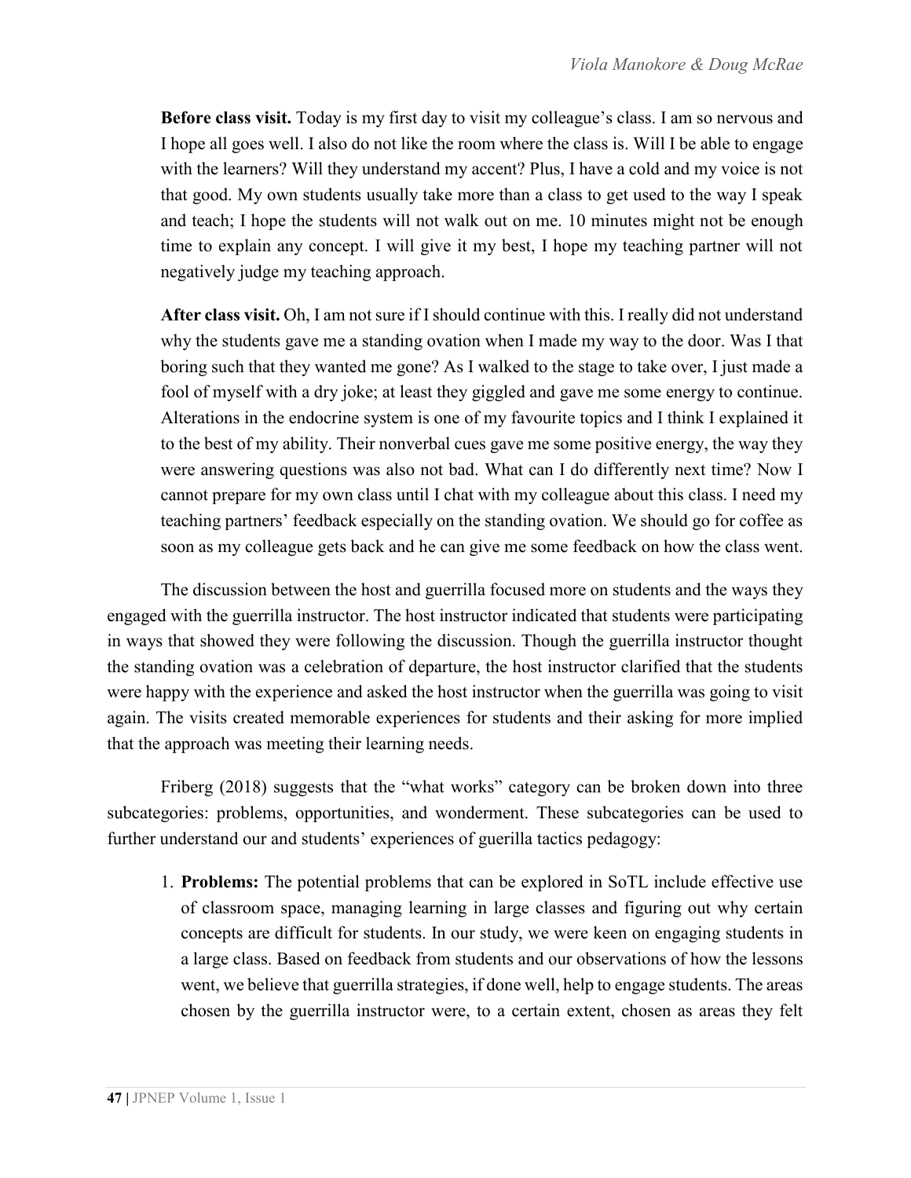**Before class visit.** Today is my first day to visit my colleague's class. I am so nervous and I hope all goes well. I also do not like the room where the class is. Will I be able to engage with the learners? Will they understand my accent? Plus, I have a cold and my voice is not that good. My own students usually take more than a class to get used to the way I speak and teach; I hope the students will not walk out on me. 10 minutes might not be enough time to explain any concept. I will give it my best, I hope my teaching partner will not negatively judge my teaching approach.

**After class visit.** Oh, I am not sure if I should continue with this. I really did not understand why the students gave me a standing ovation when I made my way to the door. Was I that boring such that they wanted me gone? As I walked to the stage to take over, I just made a fool of myself with a dry joke; at least they giggled and gave me some energy to continue. Alterations in the endocrine system is one of my favourite topics and I think I explained it to the best of my ability. Their nonverbal cues gave me some positive energy, the way they were answering questions was also not bad. What can I do differently next time? Now I cannot prepare for my own class until I chat with my colleague about this class. I need my teaching partners' feedback especially on the standing ovation. We should go for coffee as soon as my colleague gets back and he can give me some feedback on how the class went.

The discussion between the host and guerrilla focused more on students and the ways they engaged with the guerrilla instructor. The host instructor indicated that students were participating in ways that showed they were following the discussion. Though the guerrilla instructor thought the standing ovation was a celebration of departure, the host instructor clarified that the students were happy with the experience and asked the host instructor when the guerrilla was going to visit again. The visits created memorable experiences for students and their asking for more implied that the approach was meeting their learning needs.

Friberg (2018) suggests that the "what works" category can be broken down into three subcategories: problems, opportunities, and wonderment. These subcategories can be used to further understand our and students' experiences of guerilla tactics pedagogy:

1. **Problems:** The potential problems that can be explored in SoTL include effective use of classroom space, managing learning in large classes and figuring out why certain concepts are difficult for students. In our study, we were keen on engaging students in a large class. Based on feedback from students and our observations of how the lessons went, we believe that guerrilla strategies, if done well, help to engage students. The areas chosen by the guerrilla instructor were, to a certain extent, chosen as areas they felt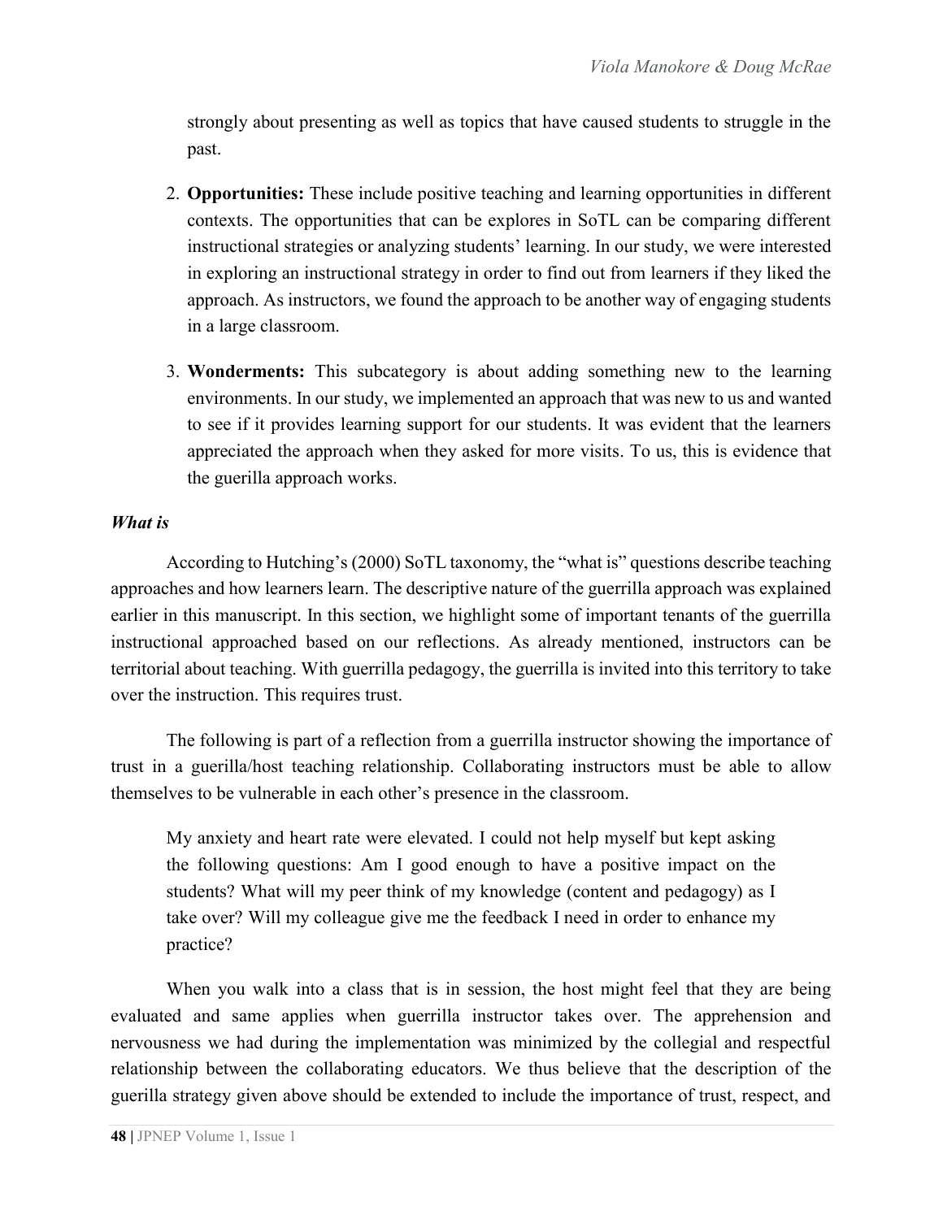strongly about presenting as well as topics that have caused students to struggle in the past.

2. **Opportunities:** These include positive teaching and learning opportunities in different contexts. The opportunities that can be explores in SoTL can be comparing different instructional strategies or analyzing students' learning. In our study, we were interested in exploring an instructional strategy in order to find out from learners if they liked the approach. As instructors, we found the approach to be another way of engaging students in a large classroom.

3. **Wonderments:** This subcategory is about adding something new to the learning environments. In our study, we implemented an approach that was new to us and wanted to see if it provides learning support for our students. It was evident that the learners appreciated the approach when they asked for more visits. To us, this is evidence that the guerilla approach works.

***What is***

According to Hutching's (2000) SoTL taxonomy, the "what is" questions describe teaching approaches and how learners learn. The descriptive nature of the guerrilla approach was explained earlier in this manuscript. In this section, we highlight some of important tenants of the guerrilla instructional approached based on our reflections. As already mentioned, instructors can be territorial about teaching. With guerrilla pedagogy, the guerrilla is invited into this territory to take over the instruction. This requires trust.

The following is part of a reflection from a guerrilla instructor showing the importance of trust in a guerilla/host teaching relationship. Collaborating instructors must be able to allow themselves to be vulnerable in each other's presence in the classroom.

> My anxiety and heart rate were elevated. I could not help myself but kept asking the following questions: Am I good enough to have a positive impact on the students? What will my peer think of my knowledge (content and pedagogy) as I take over? Will my colleague give me the feedback I need in order to enhance my practice?

When you walk into a class that is in session, the host might feel that they are being evaluated and same applies when guerrilla instructor takes over. The apprehension and nervousness we had during the implementation was minimized by the collegial and respectful relationship between the collaborating educators. We thus believe that the description of the guerilla strategy given above should be extended to include the importance of trust, respect, and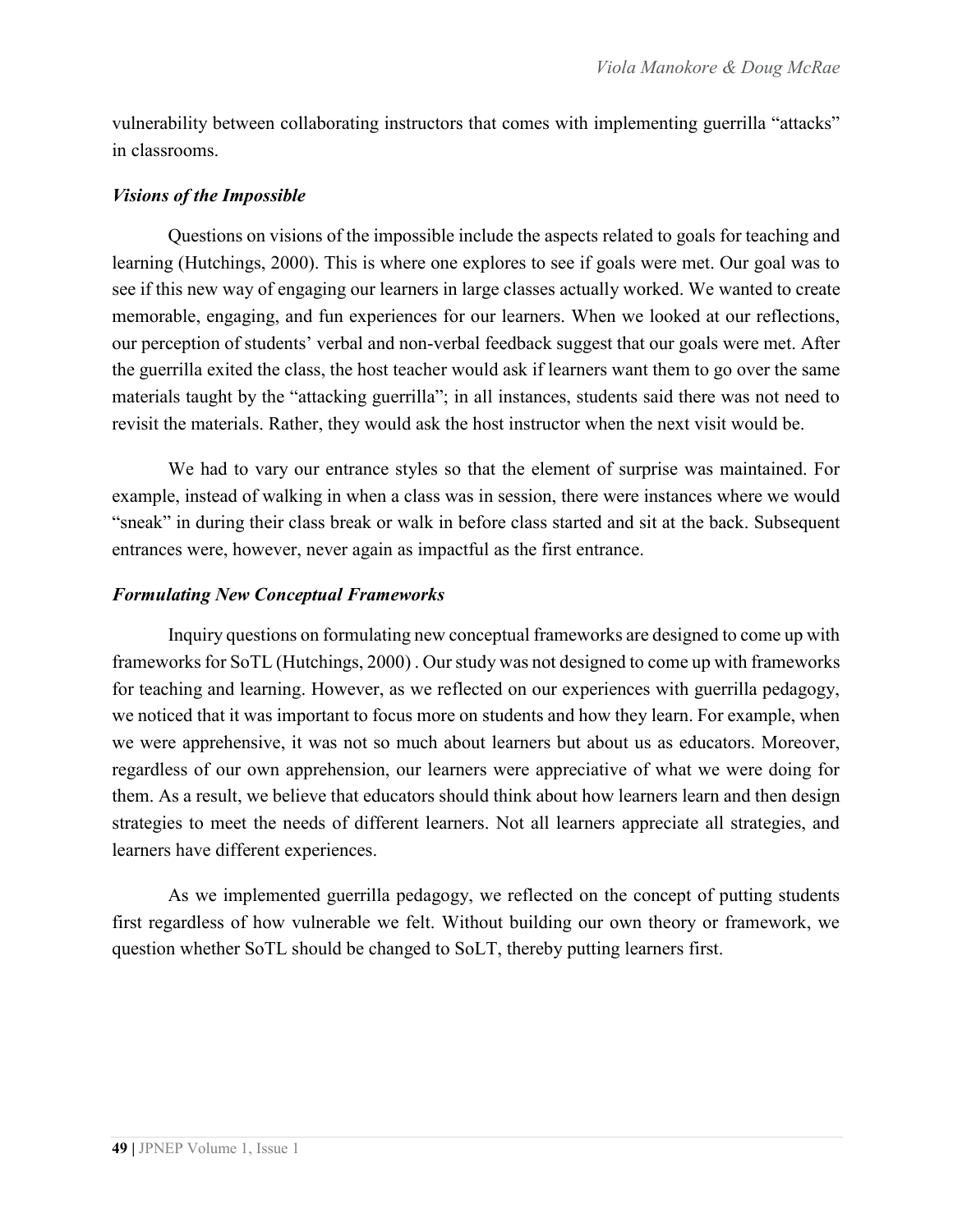vulnerability between collaborating instructors that comes with implementing guerrilla "attacks" in classrooms.

### *Visions of the Impossible*

Questions on visions of the impossible include the aspects related to goals for teaching and learning (Hutchings, 2000). This is where one explores to see if goals were met. Our goal was to see if this new way of engaging our learners in large classes actually worked. We wanted to create memorable, engaging, and fun experiences for our learners. When we looked at our reflections, our perception of students' verbal and non-verbal feedback suggest that our goals were met. After the guerrilla exited the class, the host teacher would ask if learners want them to go over the same materials taught by the "attacking guerrilla"; in all instances, students said there was not need to revisit the materials. Rather, they would ask the host instructor when the next visit would be.

We had to vary our entrance styles so that the element of surprise was maintained. For example, instead of walking in when a class was in session, there were instances where we would "sneak" in during their class break or walk in before class started and sit at the back. Subsequent entrances were, however, never again as impactful as the first entrance.

### *Formulating New Conceptual Frameworks*

Inquiry questions on formulating new conceptual frameworks are designed to come up with frameworks for SoTL (Hutchings, 2000) . Our study was not designed to come up with frameworks for teaching and learning. However, as we reflected on our experiences with guerrilla pedagogy, we noticed that it was important to focus more on students and how they learn. For example, when we were apprehensive, it was not so much about learners but about us as educators. Moreover, regardless of our own apprehension, our learners were appreciative of what we were doing for them. As a result, we believe that educators should think about how learners learn and then design strategies to meet the needs of different learners. Not all learners appreciate all strategies, and learners have different experiences.

As we implemented guerrilla pedagogy, we reflected on the concept of putting students first regardless of how vulnerable we felt. Without building our own theory or framework, we question whether SoTL should be changed to SoLT, thereby putting learners first.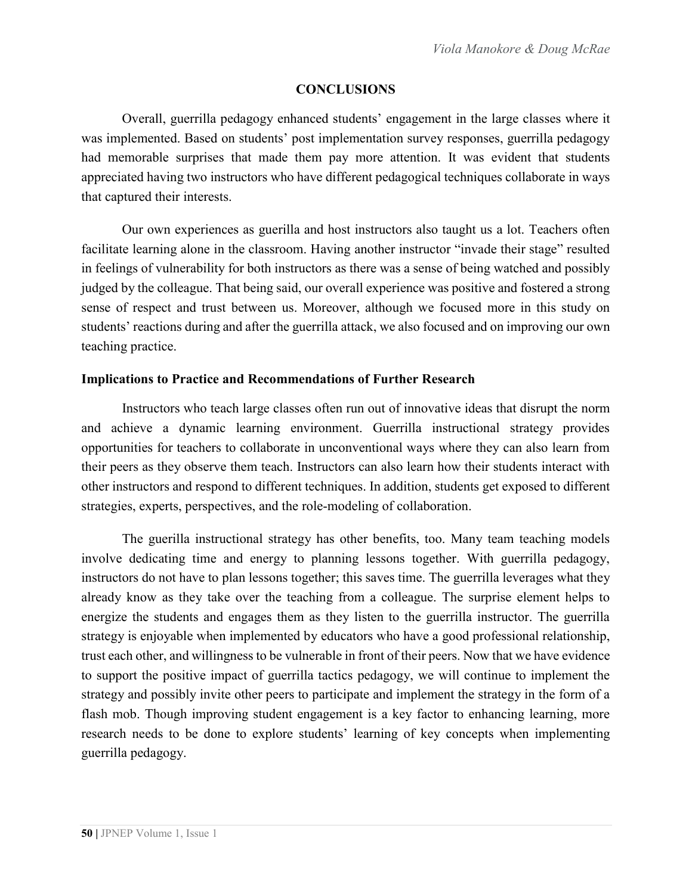## CONCLUSIONS

Overall, guerrilla pedagogy enhanced students' engagement in the large classes where it was implemented. Based on students' post implementation survey responses, guerrilla pedagogy had memorable surprises that made them pay more attention. It was evident that students appreciated having two instructors who have different pedagogical techniques collaborate in ways that captured their interests.

Our own experiences as guerilla and host instructors also taught us a lot. Teachers often facilitate learning alone in the classroom. Having another instructor "invade their stage" resulted in feelings of vulnerability for both instructors as there was a sense of being watched and possibly judged by the colleague. That being said, our overall experience was positive and fostered a strong sense of respect and trust between us. Moreover, although we focused more in this study on students' reactions during and after the guerrilla attack, we also focused and on improving our own teaching practice.

### Implications to Practice and Recommendations of Further Research

Instructors who teach large classes often run out of innovative ideas that disrupt the norm and achieve a dynamic learning environment. Guerrilla instructional strategy provides opportunities for teachers to collaborate in unconventional ways where they can also learn from their peers as they observe them teach. Instructors can also learn how their students interact with other instructors and respond to different techniques. In addition, students get exposed to different strategies, experts, perspectives, and the role-modeling of collaboration.

The guerilla instructional strategy has other benefits, too. Many team teaching models involve dedicating time and energy to planning lessons together. With guerrilla pedagogy, instructors do not have to plan lessons together; this saves time. The guerrilla leverages what they already know as they take over the teaching from a colleague. The surprise element helps to energize the students and engages them as they listen to the guerrilla instructor. The guerrilla strategy is enjoyable when implemented by educators who have a good professional relationship, trust each other, and willingness to be vulnerable in front of their peers. Now that we have evidence to support the positive impact of guerrilla tactics pedagogy, we will continue to implement the strategy and possibly invite other peers to participate and implement the strategy in the form of a flash mob. Though improving student engagement is a key factor to enhancing learning, more research needs to be done to explore students' learning of key concepts when implementing guerrilla pedagogy.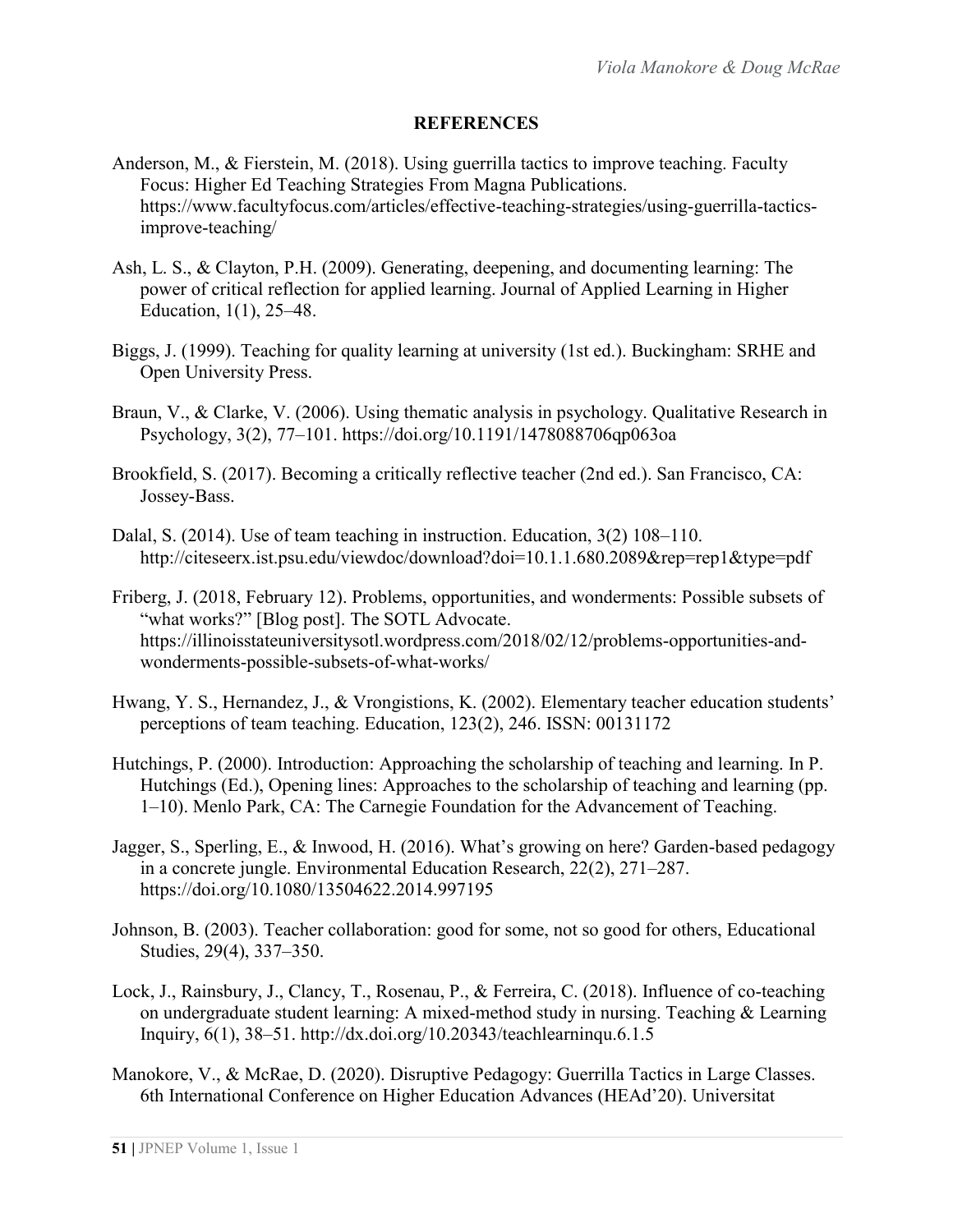## REFERENCES

Anderson, M., & Fierstein, M. (2018). Using guerrilla tactics to improve teaching. Faculty Focus: Higher Ed Teaching Strategies From Magna Publications. https://www.facultyfocus.com/articles/effective-teaching-strategies/using-guerrilla-tactics-improve-teaching/

Ash, L. S., & Clayton, P.H. (2009). Generating, deepening, and documenting learning: The power of critical reflection for applied learning. Journal of Applied Learning in Higher Education, 1(1), 25–48.

Biggs, J. (1999). Teaching for quality learning at university (1st ed.). Buckingham: SRHE and Open University Press.

Braun, V., & Clarke, V. (2006). Using thematic analysis in psychology. Qualitative Research in Psychology, 3(2), 77–101. https://doi.org/10.1191/1478088706qp063oa

Brookfield, S. (2017). Becoming a critically reflective teacher (2nd ed.). San Francisco, CA: Jossey-Bass.

Dalal, S. (2014). Use of team teaching in instruction. Education, 3(2) 108–110. http://citeseerx.ist.psu.edu/viewdoc/download?doi=10.1.1.680.2089&rep=rep1&type=pdf

Friberg, J. (2018, February 12). Problems, opportunities, and wonderments: Possible subsets of "what works?" [Blog post]. The SOTL Advocate. https://illinoisstateuniversitysotl.wordpress.com/2018/02/12/problems-opportunities-and-wonderments-possible-subsets-of-what-works/

Hwang, Y. S., Hernandez, J., & Vrongistions, K. (2002). Elementary teacher education students' perceptions of team teaching. Education, 123(2), 246. ISSN: 00131172

Hutchings, P. (2000). Introduction: Approaching the scholarship of teaching and learning. In P. Hutchings (Ed.), Opening lines: Approaches to the scholarship of teaching and learning (pp. 1–10). Menlo Park, CA: The Carnegie Foundation for the Advancement of Teaching.

Jagger, S., Sperling, E., & Inwood, H. (2016). What's growing on here? Garden-based pedagogy in a concrete jungle. Environmental Education Research, 22(2), 271–287. https://doi.org/10.1080/13504622.2014.997195

Johnson, B. (2003). Teacher collaboration: good for some, not so good for others, Educational Studies, 29(4), 337–350.

Lock, J., Rainsbury, J., Clancy, T., Rosenau, P., & Ferreira, C. (2018). Influence of co-teaching on undergraduate student learning: A mixed-method study in nursing. Teaching & Learning Inquiry, 6(1), 38–51. http://dx.doi.org/10.20343/teachlearninqu.6.1.5

Manokore, V., & McRae, D. (2020). Disruptive Pedagogy: Guerrilla Tactics in Large Classes. 6th International Conference on Higher Education Advances (HEAd'20). Universitat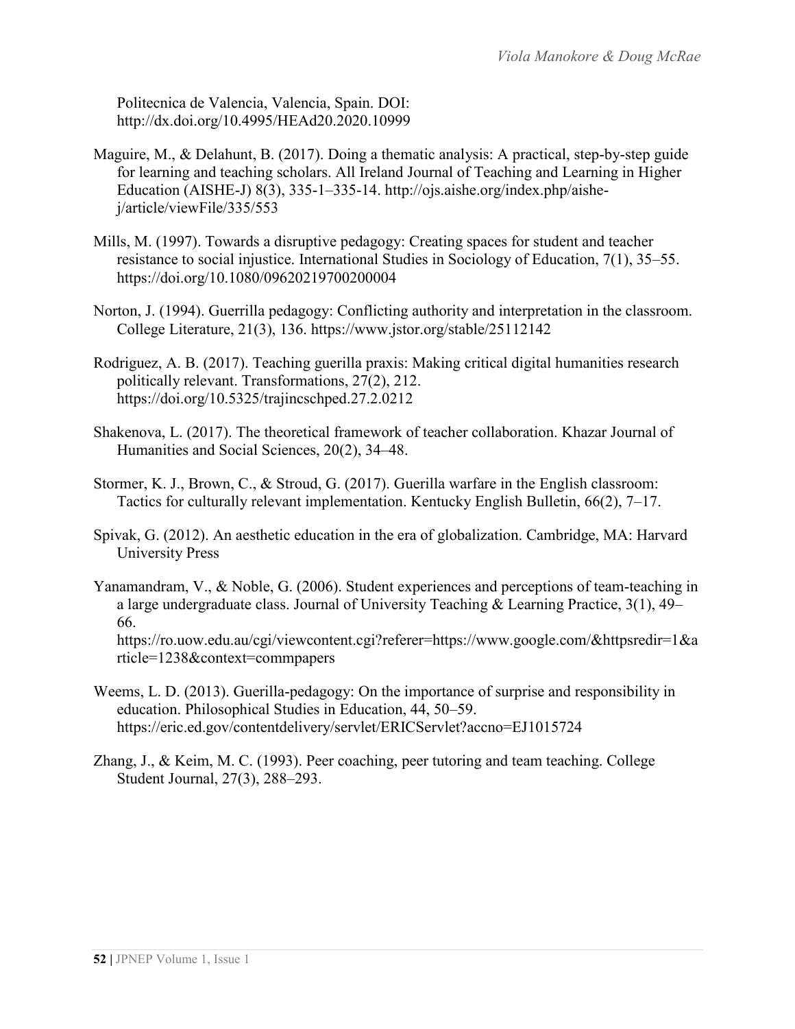Politecnica de Valencia, Valencia, Spain. DOI: http://dx.doi.org/10.4995/HEAd20.2020.10999

Maguire, M., & Delahunt, B. (2017). Doing a thematic analysis: A practical, step-by-step guide for learning and teaching scholars. All Ireland Journal of Teaching and Learning in Higher Education (AISHE-J) 8(3), 335-1–335-14. http://ojs.aishe.org/index.php/aishe-j/article/viewFile/335/553

Mills, M. (1997). Towards a disruptive pedagogy: Creating spaces for student and teacher resistance to social injustice. International Studies in Sociology of Education, 7(1), 35–55. https://doi.org/10.1080/09620219700200004

Norton, J. (1994). Guerrilla pedagogy: Conflicting authority and interpretation in the classroom. College Literature, 21(3), 136. https://www.jstor.org/stable/25112142

Rodriguez, A. B. (2017). Teaching guerilla praxis: Making critical digital humanities research politically relevant. Transformations, 27(2), 212. https://doi.org/10.5325/trajincschped.27.2.0212

Shakenova, L. (2017). The theoretical framework of teacher collaboration. Khazar Journal of Humanities and Social Sciences, 20(2), 34–48.

Stormer, K. J., Brown, C., & Stroud, G. (2017). Guerilla warfare in the English classroom: Tactics for culturally relevant implementation. Kentucky English Bulletin, 66(2), 7–17.

Spivak, G. (2012). An aesthetic education in the era of globalization. Cambridge, MA: Harvard University Press

Yanamandram, V., & Noble, G. (2006). Student experiences and perceptions of team-teaching in a large undergraduate class. Journal of University Teaching & Learning Practice, 3(1), 49–66. https://ro.uow.edu.au/cgi/viewcontent.cgi?referer=https://www.google.com/&httpsredir=1&article=1238&context=commpapers

Weems, L. D. (2013). Guerilla-pedagogy: On the importance of surprise and responsibility in education. Philosophical Studies in Education, 44, 50–59. https://eric.ed.gov/contentdelivery/servlet/ERICServlet?accno=EJ1015724

Zhang, J., & Keim, M. C. (1993). Peer coaching, peer tutoring and team teaching. College Student Journal, 27(3), 288–293.